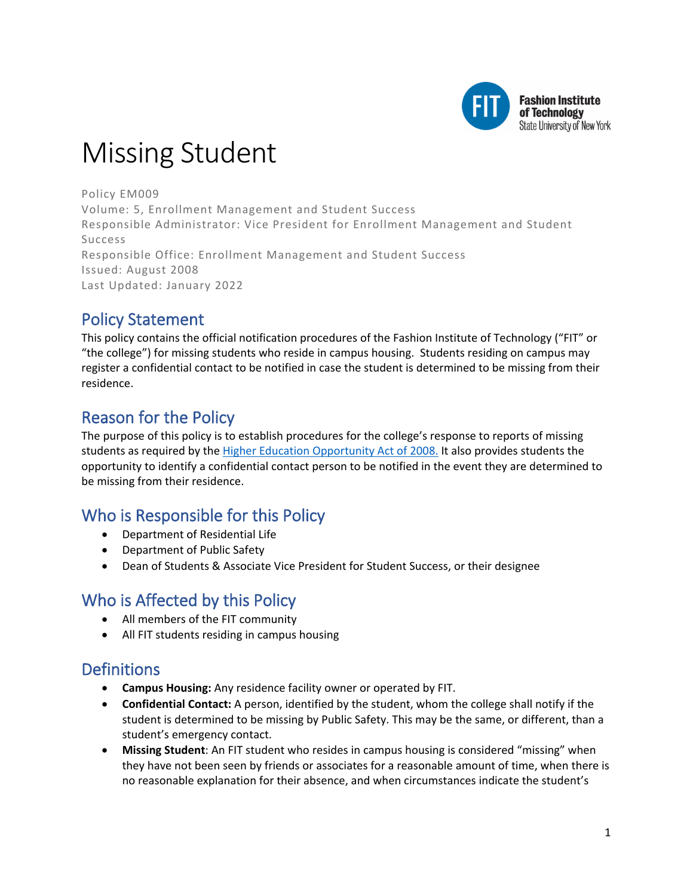# Missing Student

Policy EM009
Volume: 5, Enrollment Management and Student Success
Responsible Administrator: Vice President for Enrollment Management and Student Success
Responsible Office: Enrollment Management and Student Success
Issued: August 2008
Last Updated: January 2022

## Policy Statement

This policy contains the official notification procedures of the Fashion Institute of Technology ("FIT" or "the college") for missing students who reside in campus housing. Students residing on campus may register a confidential contact to be notified in case the student is determined to be missing from their residence.

## Reason for the Policy

The purpose of this policy is to establish procedures for the college's response to reports of missing students as required by the Higher Education Opportunity Act of 2008. It also provides students the opportunity to identify a confidential contact person to be notified in the event they are determined to be missing from their residence.

## Who is Responsible for this Policy

- Department of Residential Life
- Department of Public Safety
- Dean of Students & Associate Vice President for Student Success, or their designee

## Who is Affected by this Policy

- All members of the FIT community
- All FIT students residing in campus housing

## Definitions

- **Campus Housing:** Any residence facility owner or operated by FIT.
- **Confidential Contact:** A person, identified by the student, whom the college shall notify if the student is determined to be missing by Public Safety. This may be the same, or different, than a student's emergency contact.
- **Missing Student**: An FIT student who resides in campus housing is considered "missing" when they have not been seen by friends or associates for a reasonable amount of time, when there is no reasonable explanation for their absence, and when circumstances indicate the student's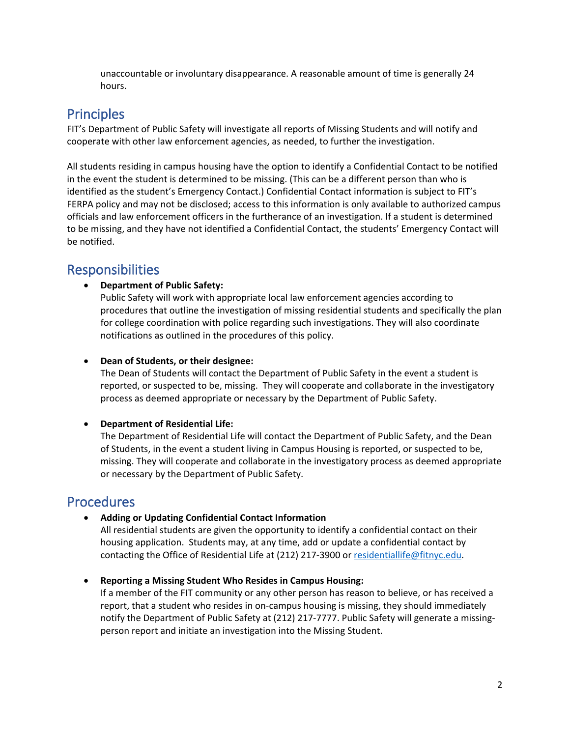unaccountable or involuntary disappearance. A reasonable amount of time is generally 24 hours.

## Principles

FIT's Department of Public Safety will investigate all reports of Missing Students and will notify and cooperate with other law enforcement agencies, as needed, to further the investigation.

All students residing in campus housing have the option to identify a Confidential Contact to be notified in the event the student is determined to be missing. (This can be a different person than who is identified as the student's Emergency Contact.) Confidential Contact information is subject to FIT's FERPA policy and may not be disclosed; access to this information is only available to authorized campus officials and law enforcement officers in the furtherance of an investigation. If a student is determined to be missing, and they have not identified a Confidential Contact, the students' Emergency Contact will be notified.

## Responsibilities

- **Department of Public Safety:**
  Public Safety will work with appropriate local law enforcement agencies according to procedures that outline the investigation of missing residential students and specifically the plan for college coordination with police regarding such investigations. They will also coordinate notifications as outlined in the procedures of this policy.

- **Dean of Students, or their designee:**
  The Dean of Students will contact the Department of Public Safety in the event a student is reported, or suspected to be, missing. They will cooperate and collaborate in the investigatory process as deemed appropriate or necessary by the Department of Public Safety.

- **Department of Residential Life:**
  The Department of Residential Life will contact the Department of Public Safety, and the Dean of Students, in the event a student living in Campus Housing is reported, or suspected to be, missing. They will cooperate and collaborate in the investigatory process as deemed appropriate or necessary by the Department of Public Safety.

## Procedures

- **Adding or Updating Confidential Contact Information**
  All residential students are given the opportunity to identify a confidential contact on their housing application. Students may, at any time, add or update a confidential contact by contacting the Office of Residential Life at (212) 217-3900 or residentiallife@fitnyc.edu.

- **Reporting a Missing Student Who Resides in Campus Housing:**
  If a member of the FIT community or any other person has reason to believe, or has received a report, that a student who resides in on-campus housing is missing, they should immediately notify the Department of Public Safety at (212) 217-7777. Public Safety will generate a missing-person report and initiate an investigation into the Missing Student.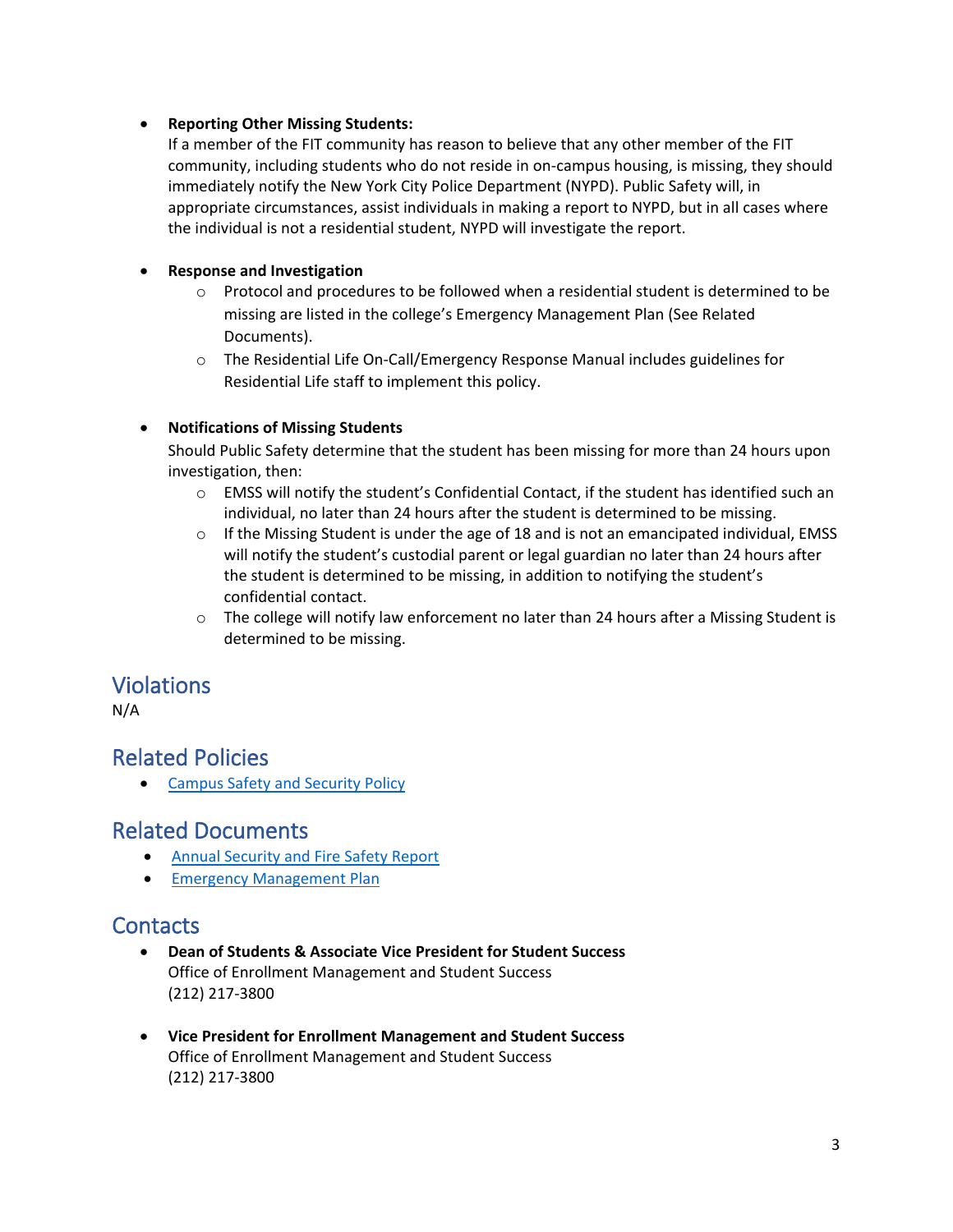- **Reporting Other Missing Students:**
  If a member of the FIT community has reason to believe that any other member of the FIT community, including students who do not reside in on-campus housing, is missing, they should immediately notify the New York City Police Department (NYPD). Public Safety will, in appropriate circumstances, assist individuals in making a report to NYPD, but in all cases where the individual is not a residential student, NYPD will investigate the report.

- **Response and Investigation**
  - Protocol and procedures to be followed when a residential student is determined to be missing are listed in the college's Emergency Management Plan (See Related Documents).
  - The Residential Life On-Call/Emergency Response Manual includes guidelines for Residential Life staff to implement this policy.

- **Notifications of Missing Students**
  Should Public Safety determine that the student has been missing for more than 24 hours upon investigation, then:
  - EMSS will notify the student's Confidential Contact, if the student has identified such an individual, no later than 24 hours after the student is determined to be missing.
  - If the Missing Student is under the age of 18 and is not an emancipated individual, EMSS will notify the student's custodial parent or legal guardian no later than 24 hours after the student is determined to be missing, in addition to notifying the student's confidential contact.
  - The college will notify law enforcement no later than 24 hours after a Missing Student is determined to be missing.

## Violations

N/A

## Related Policies

- [Campus Safety and Security Policy]()

## Related Documents

- [Annual Security and Fire Safety Report]()
- [Emergency Management Plan]()

## Contacts

- **Dean of Students & Associate Vice President for Student Success**
  Office of Enrollment Management and Student Success
  (212) 217-3800

- **Vice President for Enrollment Management and Student Success**
  Office of Enrollment Management and Student Success
  (212) 217-3800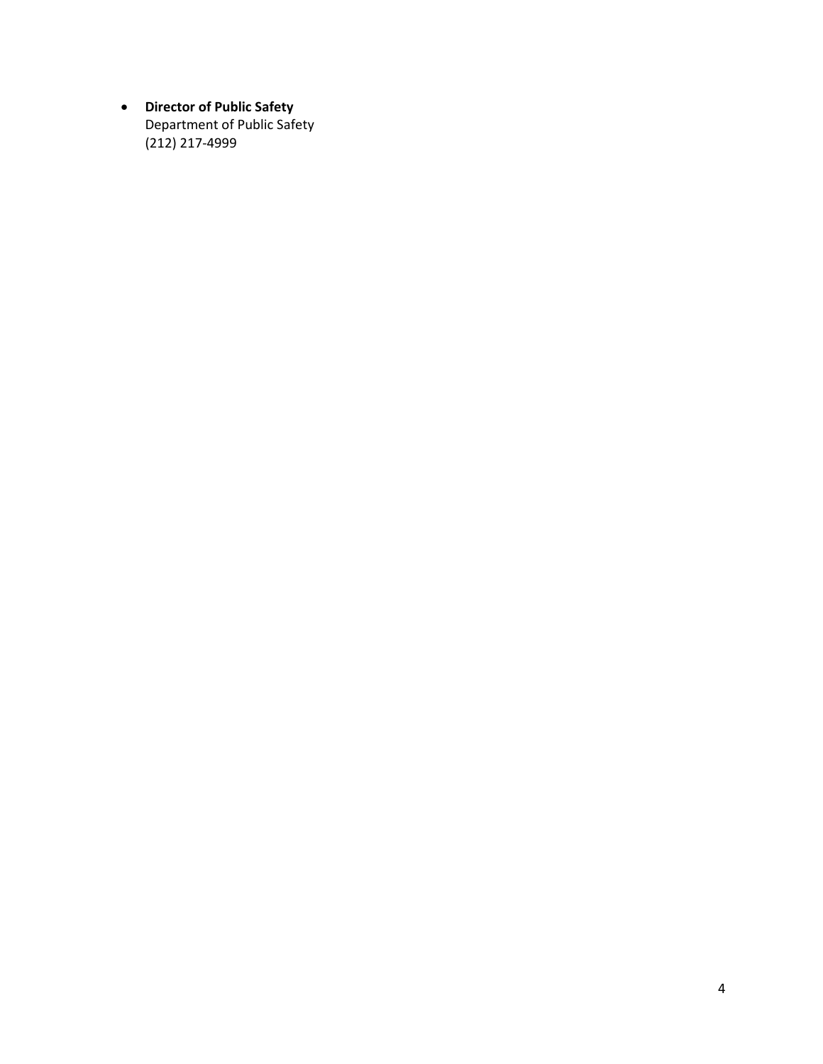- **Director of Public Safety**
  Department of Public Safety
  (212) 217-4999